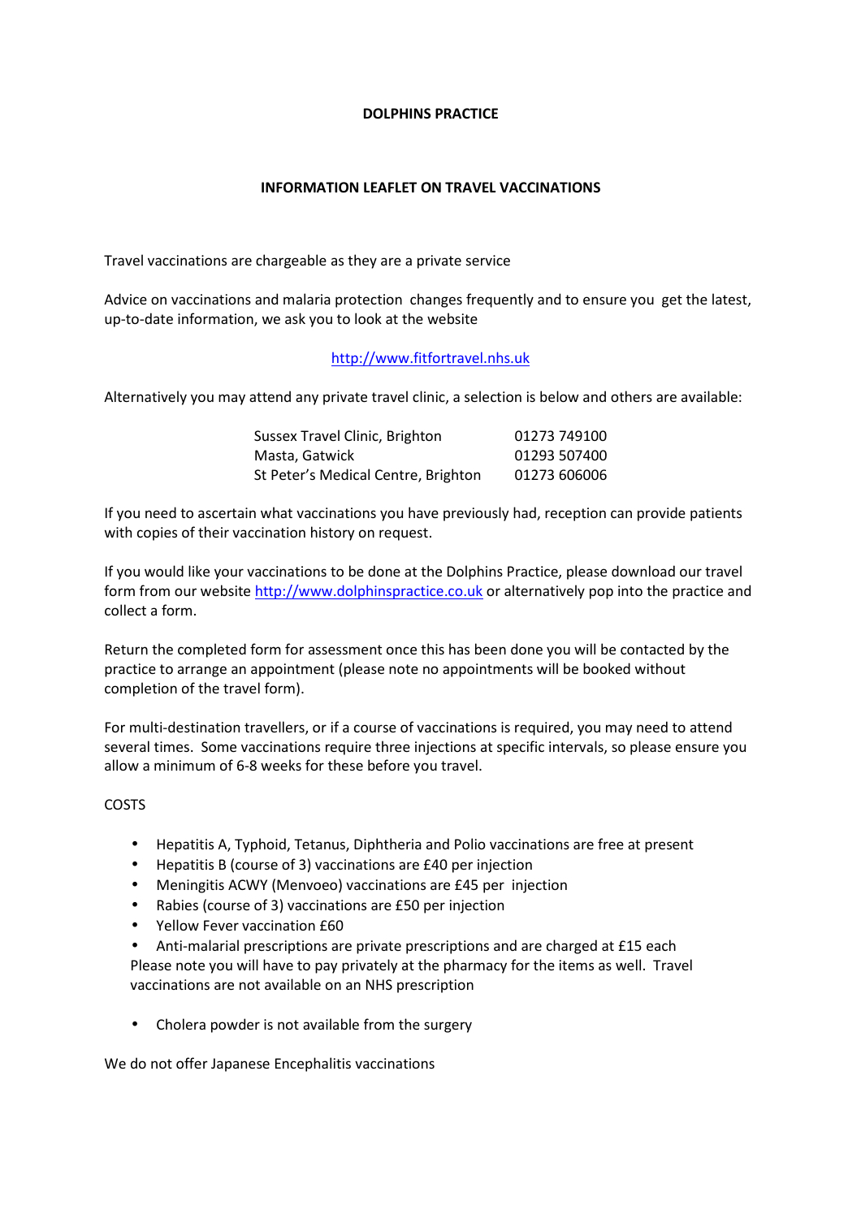# DOLPHINS PRACTICE

## INFORMATION LEAFLET ON TRAVEL VACCINATIONS

Travel vaccinations are chargeable as they are a private service

Advice on vaccinations and malaria protection changes frequently and to ensure you get the latest, up-to-date information, we ask you to look at the website

http://www.fitfortravel.nhs.uk

Alternatively you may attend any private travel clinic, a selection is below and others are available:

| | |
|---|---|
| Sussex Travel Clinic, Brighton | 01273 749100 |
| Masta, Gatwick | 01293 507400 |
| St Peter's Medical Centre, Brighton | 01273 606006 |

If you need to ascertain what vaccinations you have previously had, reception can provide patients with copies of their vaccination history on request.

If you would like your vaccinations to be done at the Dolphins Practice, please download our travel form from our website http://www.dolphinspractice.co.uk or alternatively pop into the practice and collect a form.

Return the completed form for assessment once this has been done you will be contacted by the practice to arrange an appointment (please note no appointments will be booked without completion of the travel form).

For multi-destination travellers, or if a course of vaccinations is required, you may need to attend several times. Some vaccinations require three injections at specific intervals, so please ensure you allow a minimum of 6-8 weeks for these before you travel.

COSTS

- Hepatitis A, Typhoid, Tetanus, Diphtheria and Polio vaccinations are free at present
- Hepatitis B (course of 3) vaccinations are £40 per injection
- Meningitis ACWY (Menvoeo) vaccinations are £45 per injection
- Rabies (course of 3) vaccinations are £50 per injection
- Yellow Fever vaccination £60
- Anti-malarial prescriptions are private prescriptions and are charged at £15 each
  Please note you will have to pay privately at the pharmacy for the items as well. Travel vaccinations are not available on an NHS prescription

- Cholera powder is not available from the surgery

We do not offer Japanese Encephalitis vaccinations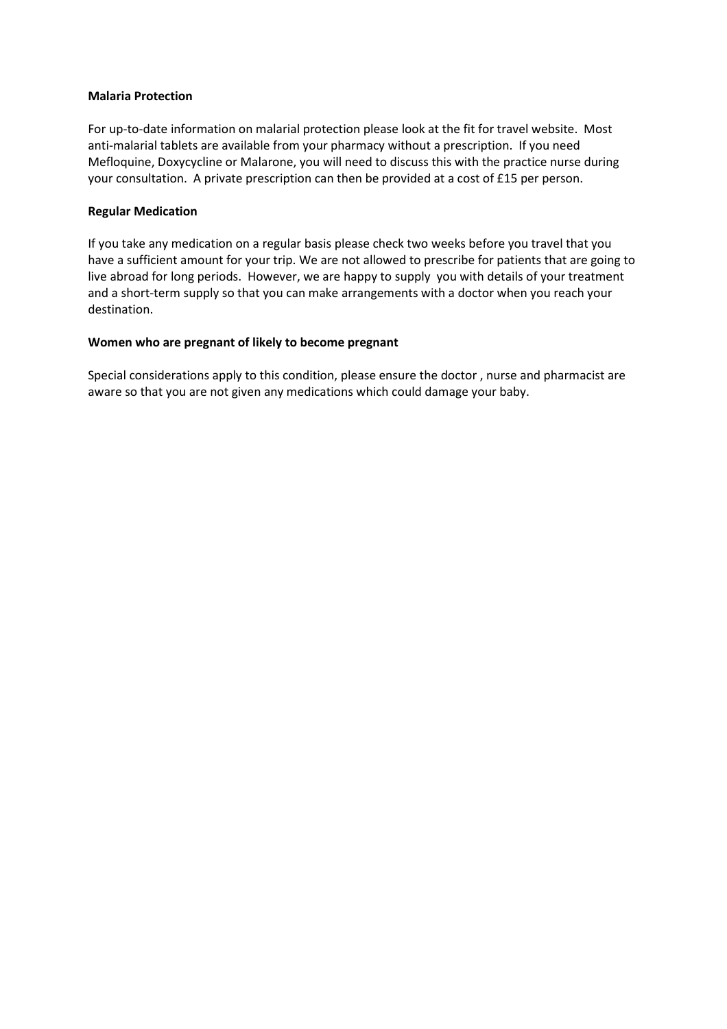**Malaria Protection**

For up-to-date information on malarial protection please look at the fit for travel website. Most anti-malarial tablets are available from your pharmacy without a prescription. If you need Mefloquine, Doxycycline or Malarone, you will need to discuss this with the practice nurse during your consultation. A private prescription can then be provided at a cost of £15 per person.

**Regular Medication**

If you take any medication on a regular basis please check two weeks before you travel that you have a sufficient amount for your trip. We are not allowed to prescribe for patients that are going to live abroad for long periods. However, we are happy to supply you with details of your treatment and a short-term supply so that you can make arrangements with a doctor when you reach your destination.

**Women who are pregnant of likely to become pregnant**

Special considerations apply to this condition, please ensure the doctor , nurse and pharmacist are aware so that you are not given any medications which could damage your baby.